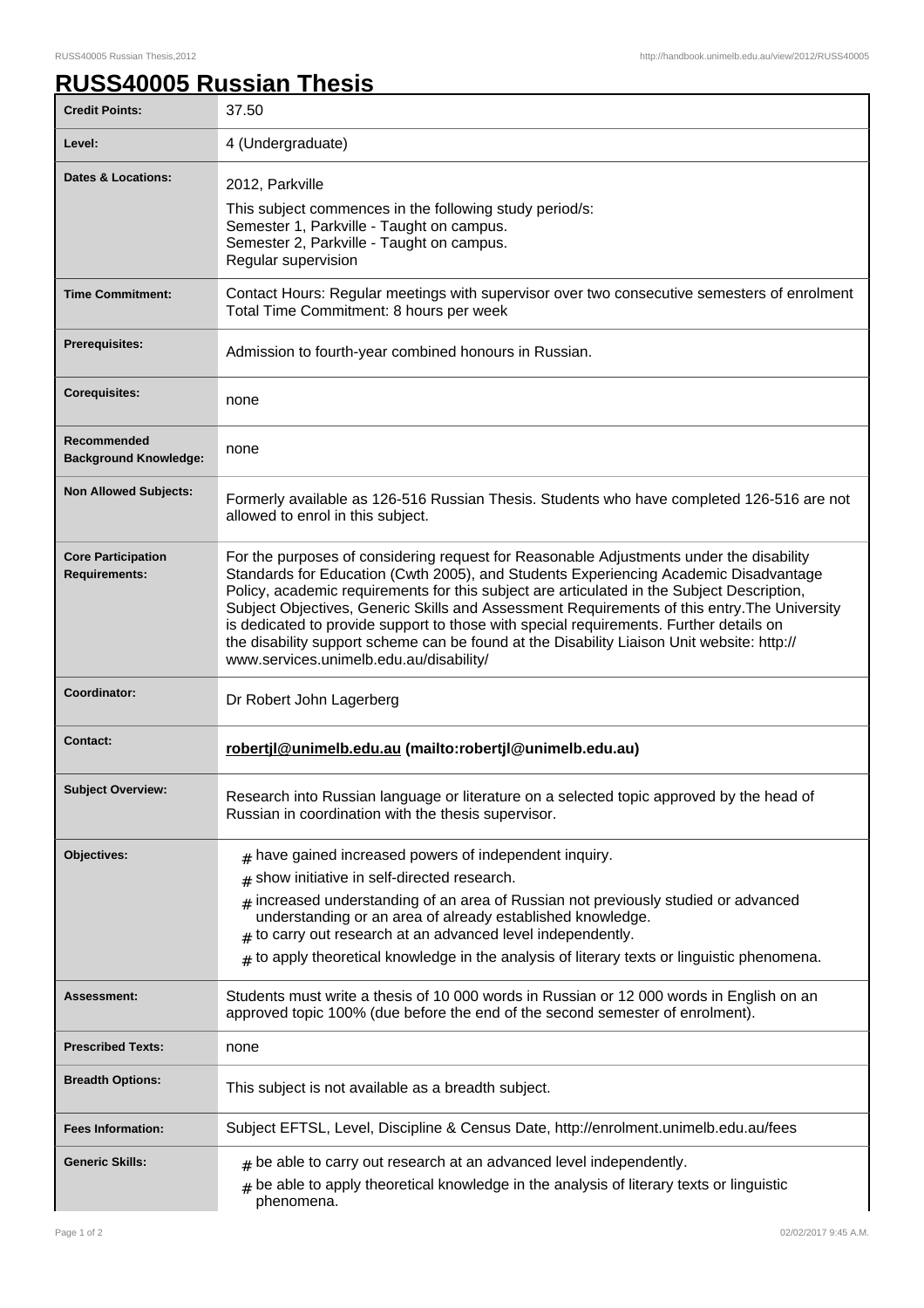# RUSS40005 Russian Thesis

| | |
|---|---|
| **Credit Points:** | 37.50 |
| **Level:** | 4 (Undergraduate) |
| **Dates & Locations:** | 2012, Parkville<br>This subject commences in the following study period/s:<br>Semester 1, Parkville - Taught on campus.<br>Semester 2, Parkville - Taught on campus.<br>Regular supervision |
| **Time Commitment:** | Contact Hours: Regular meetings with supervisor over two consecutive semesters of enrolment<br>Total Time Commitment: 8 hours per week |
| **Prerequisites:** | Admission to fourth-year combined honours in Russian. |
| **Corequisites:** | none |
| **Recommended Background Knowledge:** | none |
| **Non Allowed Subjects:** | Formerly available as 126-516 Russian Thesis. Students who have completed 126-516 are not allowed to enrol in this subject. |
| **Core Participation Requirements:** | For the purposes of considering request for Reasonable Adjustments under the disability Standards for Education (Cwth 2005), and Students Experiencing Academic Disadvantage Policy, academic requirements for this subject are articulated in the Subject Description, Subject Objectives, Generic Skills and Assessment Requirements of this entry.The University is dedicated to provide support to those with special requirements. Further details on the disability support scheme can be found at the Disability Liaison Unit website: http://www.services.unimelb.edu.au/disability/ |
| **Coordinator:** | Dr Robert John Lagerberg |
| **Contact:** | **robertjl@unimelb.edu.au (mailto:robertjl@unimelb.edu.au)** |
| **Subject Overview:** | Research into Russian language or literature on a selected topic approved by the head of Russian in coordination with the thesis supervisor. |
| **Objectives:** | # have gained increased powers of independent inquiry.<br># show initiative in self-directed research.<br># increased understanding of an area of Russian not previously studied or advanced understanding or an area of already established knowledge.<br># to carry out research at an advanced level independently.<br># to apply theoretical knowledge in the analysis of literary texts or linguistic phenomena. |
| **Assessment:** | Students must write a thesis of 10 000 words in Russian or 12 000 words in English on an approved topic 100% (due before the end of the second semester of enrolment). |
| **Prescribed Texts:** | none |
| **Breadth Options:** | This subject is not available as a breadth subject. |
| **Fees Information:** | Subject EFTSL, Level, Discipline & Census Date, http://enrolment.unimelb.edu.au/fees |
| **Generic Skills:** | # be able to carry out research at an advanced level independently.<br># be able to apply theoretical knowledge in the analysis of literary texts or linguistic phenomena. |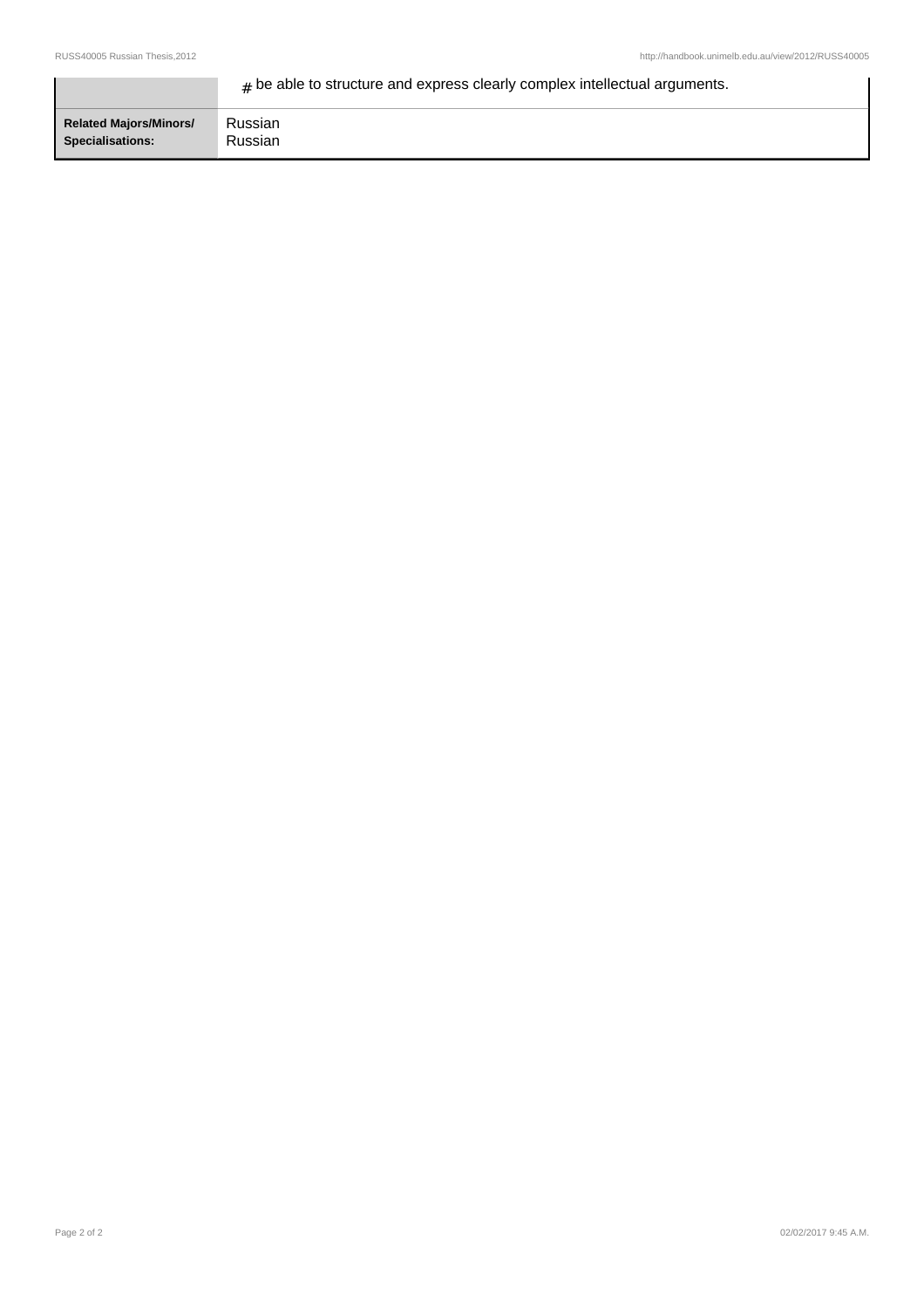| | |
|---|---|
| | # be able to structure and express clearly complex intellectual arguments. |
| **Related Majors/Minors/ Specialisations:** | Russian<br>Russian |